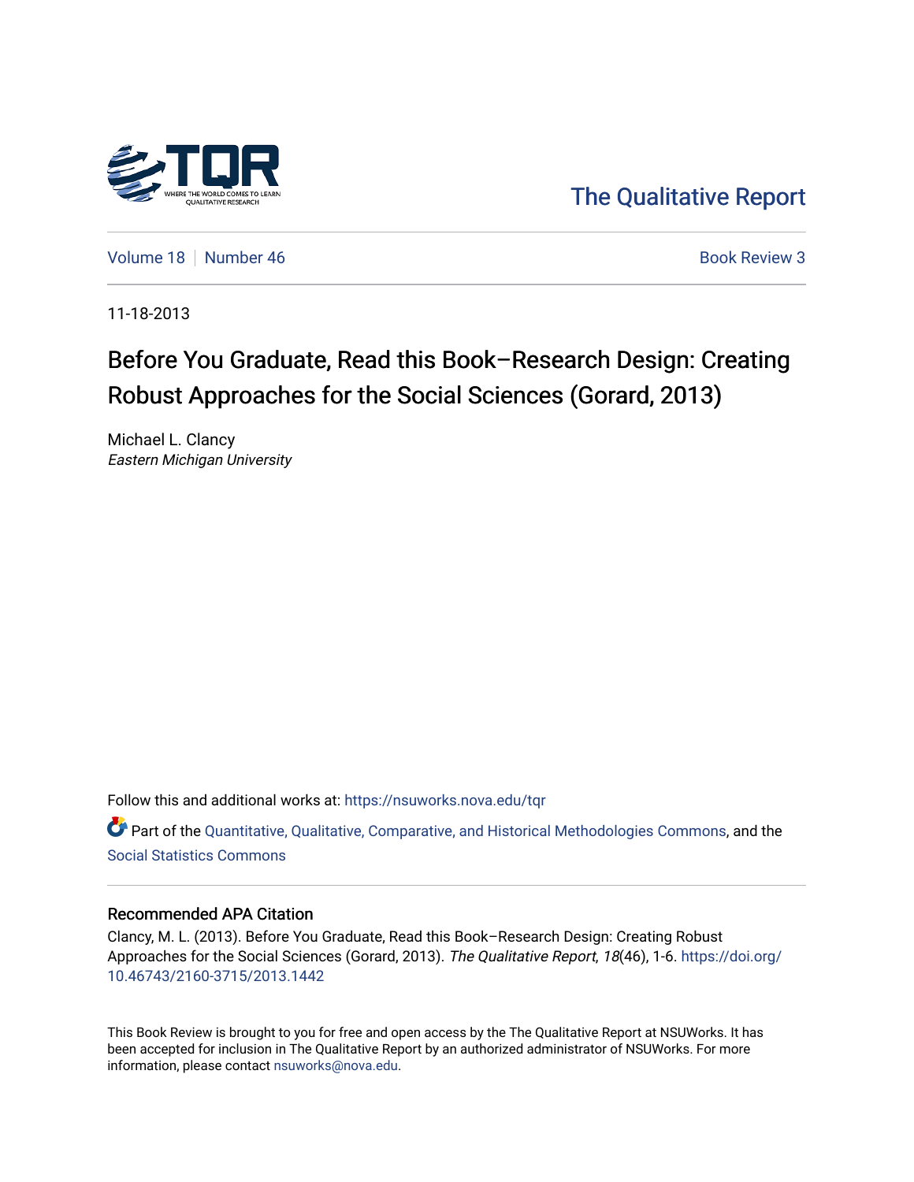The Qualitative Report

Volume 18 | Number 46 | Book Review 3

11-18-2013

# Before You Graduate, Read this Book–Research Design: Creating Robust Approaches for the Social Sciences (Gorard, 2013)

Michael L. Clancy
*Eastern Michigan University*

Follow this and additional works at: https://nsuworks.nova.edu/tqr

Part of the Quantitative, Qualitative, Comparative, and Historical Methodologies Commons, and the Social Statistics Commons

## Recommended APA Citation

Clancy, M. L. (2013). Before You Graduate, Read this Book–Research Design: Creating Robust Approaches for the Social Sciences (Gorard, 2013). *The Qualitative Report*, *18*(46), 1-6. https://doi.org/10.46743/2160-3715/2013.1442

This Book Review is brought to you for free and open access by the The Qualitative Report at NSUWorks. It has been accepted for inclusion in The Qualitative Report by an authorized administrator of NSUWorks. For more information, please contact nsuworks@nova.edu.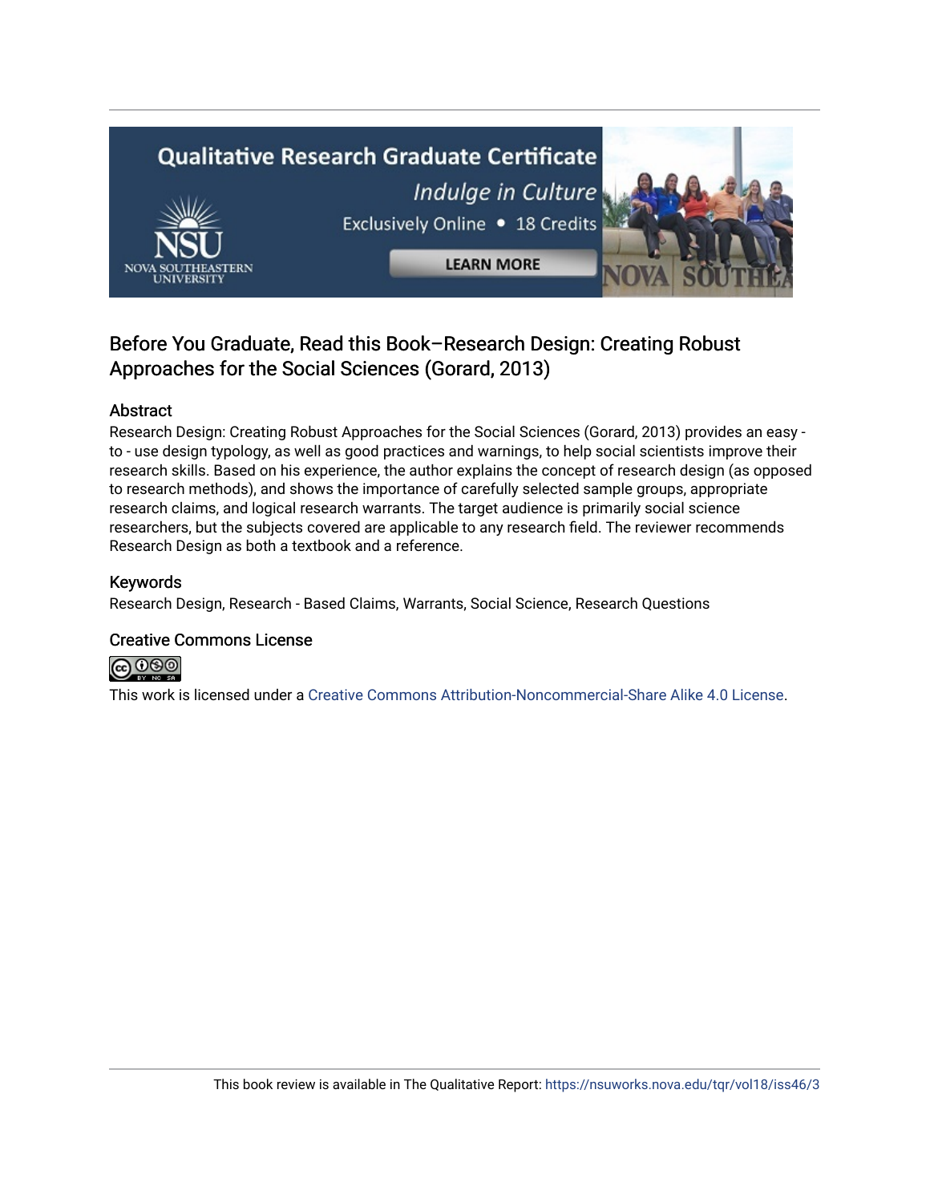## Before You Graduate, Read this Book–Research Design: Creating Robust Approaches for the Social Sciences (Gorard, 2013)

### Abstract

Research Design: Creating Robust Approaches for the Social Sciences (Gorard, 2013) provides an easy - to - use design typology, as well as good practices and warnings, to help social scientists improve their research skills. Based on his experience, the author explains the concept of research design (as opposed to research methods), and shows the importance of carefully selected sample groups, appropriate research claims, and logical research warrants. The target audience is primarily social science researchers, but the subjects covered are applicable to any research field. The reviewer recommends Research Design as both a textbook and a reference.

### Keywords

Research Design, Research - Based Claims, Warrants, Social Science, Research Questions

### Creative Commons License

This work is licensed under a Creative Commons Attribution-Noncommercial-Share Alike 4.0 License.

This book review is available in The Qualitative Report: https://nsuworks.nova.edu/tqr/vol18/iss46/3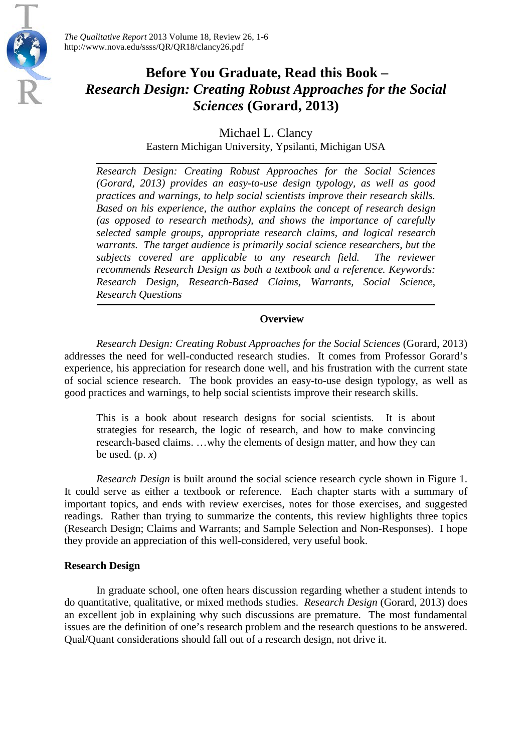# Before You Graduate, Read this Book – *Research Design: Creating Robust Approaches for the Social Sciences* (Gorard, 2013)

Michael L. Clancy
Eastern Michigan University, Ypsilanti, Michigan USA

*Research Design: Creating Robust Approaches for the Social Sciences (Gorard, 2013) provides an easy-to-use design typology, as well as good practices and warnings, to help social scientists improve their research skills. Based on his experience, the author explains the concept of research design (as opposed to research methods), and shows the importance of carefully selected sample groups, appropriate research claims, and logical research warrants. The target audience is primarily social science researchers, but the subjects covered are applicable to any research field. The reviewer recommends Research Design as both a textbook and a reference. Keywords: Research Design, Research-Based Claims, Warrants, Social Science, Research Questions*

## Overview

*Research Design: Creating Robust Approaches for the Social Sciences* (Gorard, 2013) addresses the need for well-conducted research studies. It comes from Professor Gorard's experience, his appreciation for research done well, and his frustration with the current state of social science research. The book provides an easy-to-use design typology, as well as good practices and warnings, to help social scientists improve their research skills.

> This is a book about research designs for social scientists. It is about strategies for research, the logic of research, and how to make convincing research-based claims. …why the elements of design matter, and how they can be used. (p. *x*)

*Research Design* is built around the social science research cycle shown in Figure 1. It could serve as either a textbook or reference. Each chapter starts with a summary of important topics, and ends with review exercises, notes for those exercises, and suggested readings. Rather than trying to summarize the contents, this review highlights three topics (Research Design; Claims and Warrants; and Sample Selection and Non-Responses). I hope they provide an appreciation of this well-considered, very useful book.

### Research Design

In graduate school, one often hears discussion regarding whether a student intends to do quantitative, qualitative, or mixed methods studies. *Research Design* (Gorard, 2013) does an excellent job in explaining why such discussions are premature. The most fundamental issues are the definition of one's research problem and the research questions to be answered. Qual/Quant considerations should fall out of a research design, not drive it.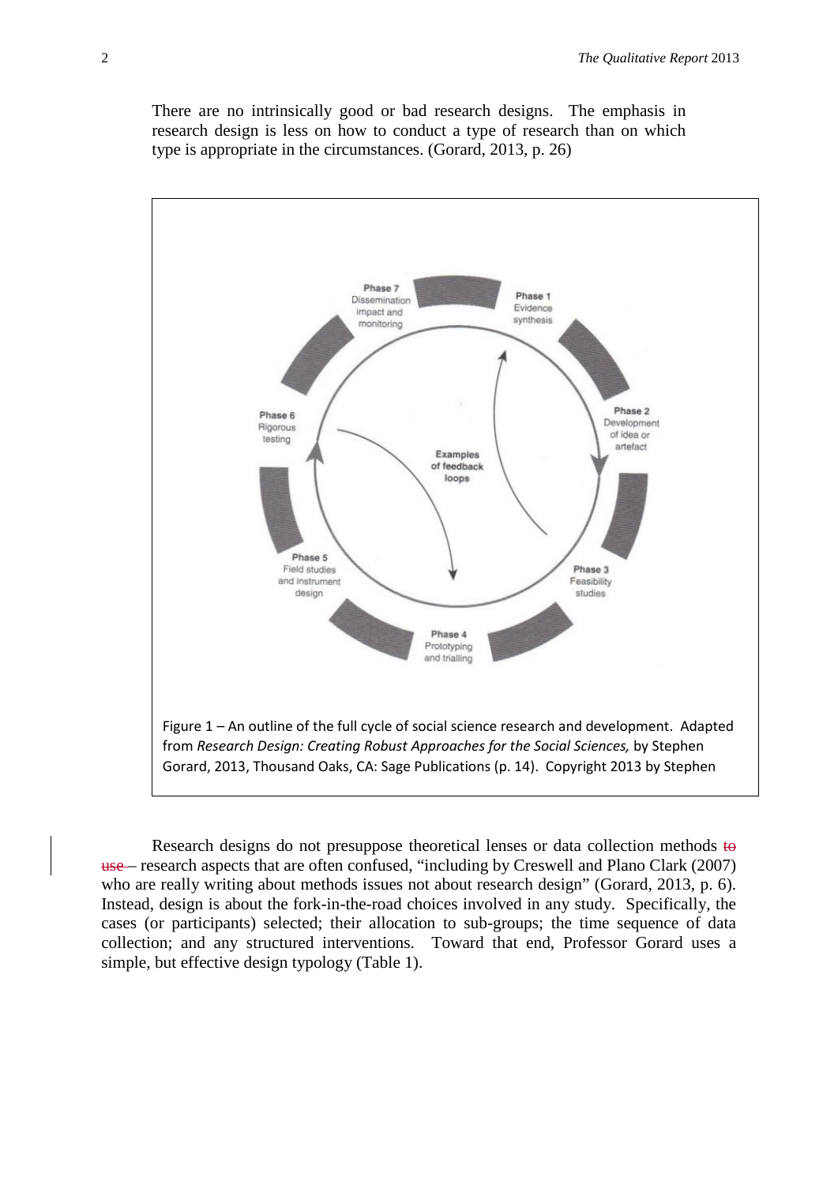> There are no intrinsically good or bad research designs. The emphasis in research design is less on how to conduct a type of research than on which type is appropriate in the circumstances. (Gorard, 2013, p. 26)

Figure 1 – An outline of the full cycle of social science research and development. Adapted from *Research Design: Creating Robust Approaches for the Social Sciences,* by Stephen Gorard, 2013, Thousand Oaks, CA: Sage Publications (p. 14). Copyright 2013 by Stephen

Research designs do not presuppose theoretical lenses or data collection methods ~~to use~~ – research aspects that are often confused, "including by Creswell and Plano Clark (2007) who are really writing about methods issues not about research design" (Gorard, 2013, p. 6). Instead, design is about the fork-in-the-road choices involved in any study. Specifically, the cases (or participants) selected; their allocation to sub-groups; the time sequence of data collection; and any structured interventions. Toward that end, Professor Gorard uses a simple, but effective design typology (Table 1).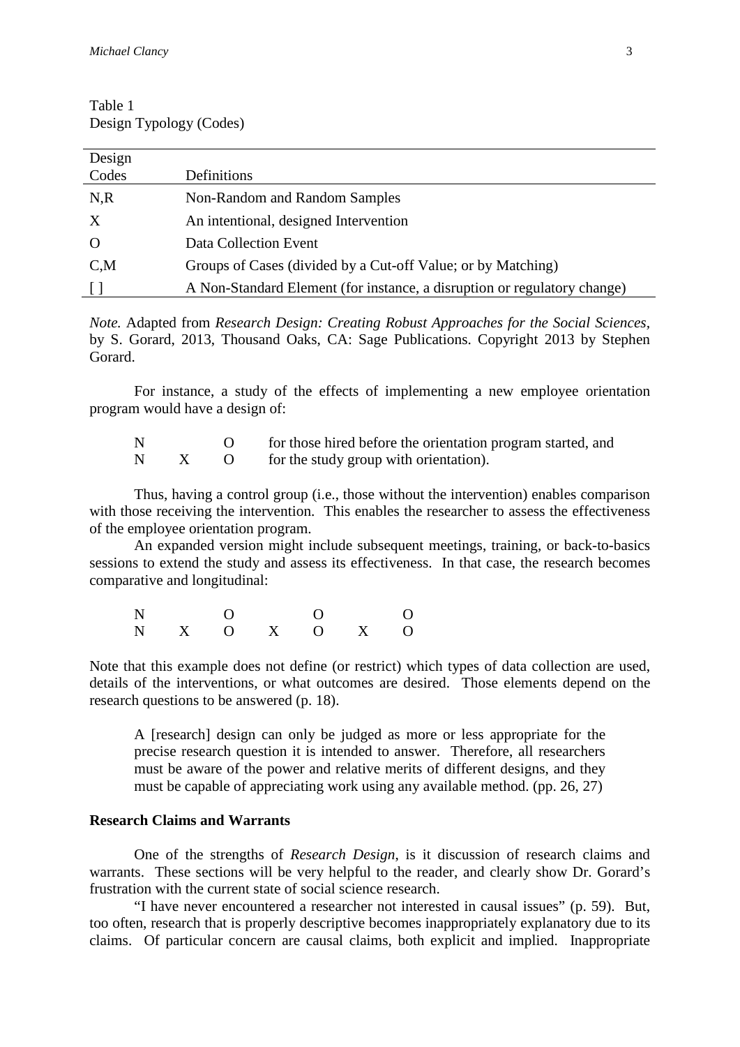Table 1
Design Typology (Codes)

| Design Codes | Definitions |
|---|---|
| N,R | Non-Random and Random Samples |
| X | An intentional, designed Intervention |
| O | Data Collection Event |
| C,M | Groups of Cases (divided by a Cut-off Value; or by Matching) |
| [ ] | A Non-Standard Element (for instance, a disruption or regulatory change) |

*Note.* Adapted from *Research Design: Creating Robust Approaches for the Social Sciences*, by S. Gorard, 2013, Thousand Oaks, CA: Sage Publications. Copyright 2013 by Stephen Gorard.

For instance, a study of the effects of implementing a new employee orientation program would have a design of:

```
N       O    for those hired before the orientation program started, and
N   X   O    for the study group with orientation).
```

Thus, having a control group (i.e., those without the intervention) enables comparison with those receiving the intervention. This enables the researcher to assess the effectiveness of the employee orientation program.

An expanded version might include subsequent meetings, training, or back-to-basics sessions to extend the study and assess its effectiveness. In that case, the research becomes comparative and longitudinal:

```
N       O       O       O
N   X   O   X   O   X   O
```

Note that this example does not define (or restrict) which types of data collection are used, details of the interventions, or what outcomes are desired. Those elements depend on the research questions to be answered (p. 18).

> A [research] design can only be judged as more or less appropriate for the precise research question it is intended to answer. Therefore, all researchers must be aware of the power and relative merits of different designs, and they must be capable of appreciating work using any available method. (pp. 26, 27)

### Research Claims and Warrants

One of the strengths of *Research Design,* is it discussion of research claims and warrants. These sections will be very helpful to the reader, and clearly show Dr. Gorard's frustration with the current state of social science research.

"I have never encountered a researcher not interested in causal issues" (p. 59). But, too often, research that is properly descriptive becomes inappropriately explanatory due to its claims. Of particular concern are causal claims, both explicit and implied. Inappropriate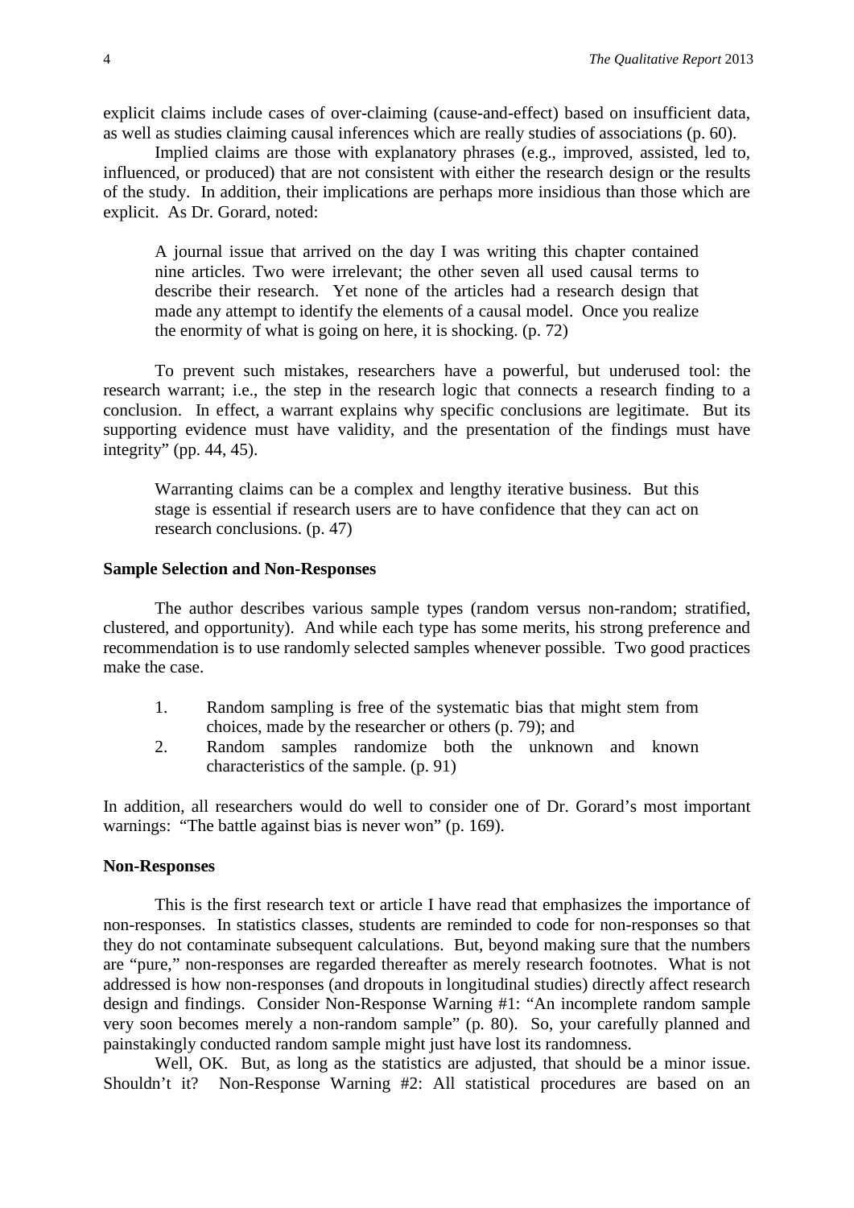explicit claims include cases of over-claiming (cause-and-effect) based on insufficient data, as well as studies claiming causal inferences which are really studies of associations (p. 60).

Implied claims are those with explanatory phrases (e.g., improved, assisted, led to, influenced, or produced) that are not consistent with either the research design or the results of the study. In addition, their implications are perhaps more insidious than those which are explicit. As Dr. Gorard, noted:

> A journal issue that arrived on the day I was writing this chapter contained nine articles. Two were irrelevant; the other seven all used causal terms to describe their research. Yet none of the articles had a research design that made any attempt to identify the elements of a causal model. Once you realize the enormity of what is going on here, it is shocking. (p. 72)

To prevent such mistakes, researchers have a powerful, but underused tool: the research warrant; i.e., the step in the research logic that connects a research finding to a conclusion. In effect, a warrant explains why specific conclusions are legitimate. But its supporting evidence must have validity, and the presentation of the findings must have integrity" (pp. 44, 45).

> Warranting claims can be a complex and lengthy iterative business. But this stage is essential if research users are to have confidence that they can act on research conclusions. (p. 47)

**Sample Selection and Non-Responses**

The author describes various sample types (random versus non-random; stratified, clustered, and opportunity). And while each type has some merits, his strong preference and recommendation is to use randomly selected samples whenever possible. Two good practices make the case.

1. Random sampling is free of the systematic bias that might stem from choices, made by the researcher or others (p. 79); and
2. Random samples randomize both the unknown and known characteristics of the sample. (p. 91)

In addition, all researchers would do well to consider one of Dr. Gorard's most important warnings: "The battle against bias is never won" (p. 169).

**Non-Responses**

This is the first research text or article I have read that emphasizes the importance of non-responses. In statistics classes, students are reminded to code for non-responses so that they do not contaminate subsequent calculations. But, beyond making sure that the numbers are "pure," non-responses are regarded thereafter as merely research footnotes. What is not addressed is how non-responses (and dropouts in longitudinal studies) directly affect research design and findings. Consider Non-Response Warning #1: "An incomplete random sample very soon becomes merely a non-random sample" (p. 80). So, your carefully planned and painstakingly conducted random sample might just have lost its randomness.

Well, OK. But, as long as the statistics are adjusted, that should be a minor issue. Shouldn't it? Non-Response Warning #2: All statistical procedures are based on an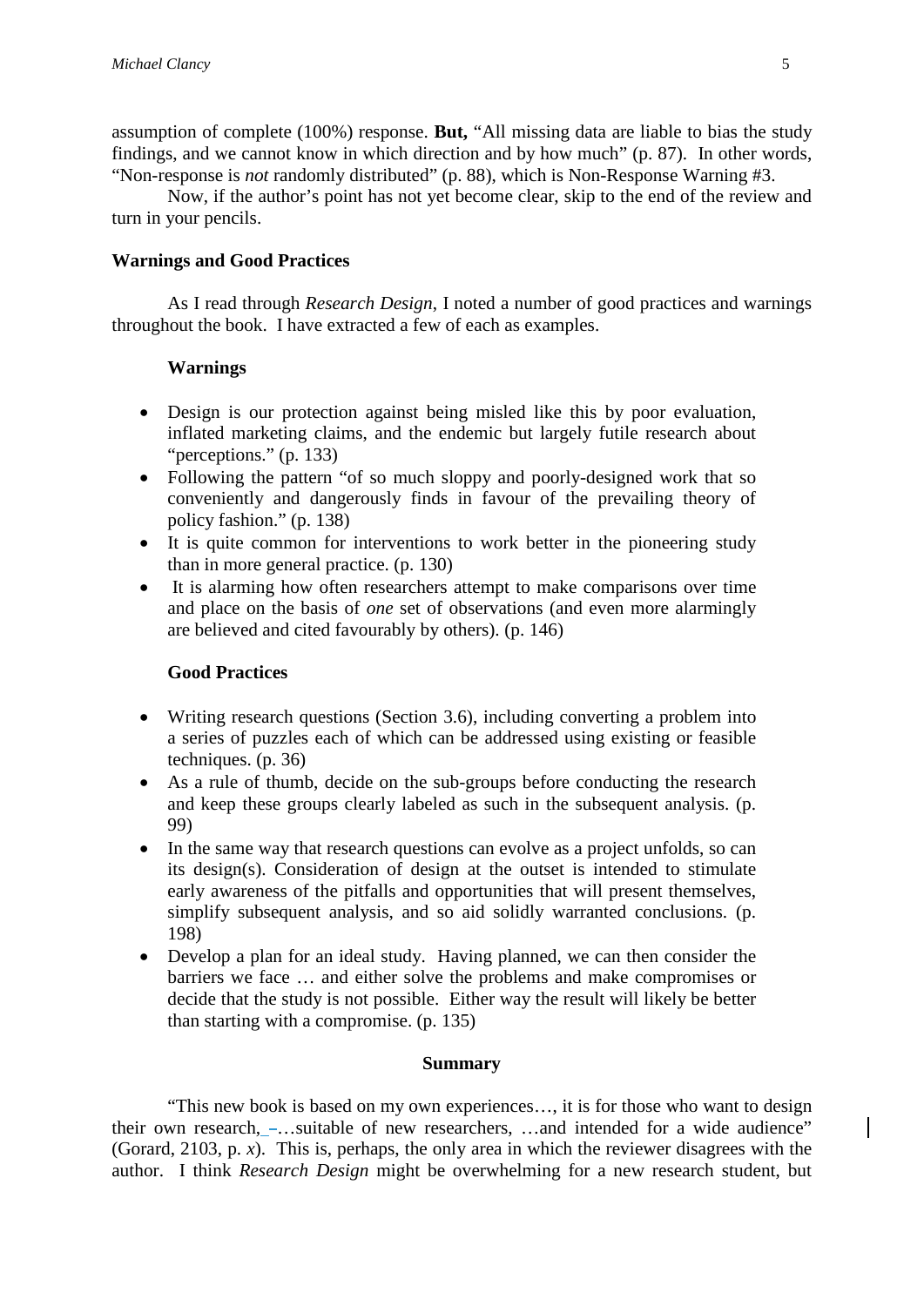assumption of complete (100%) response. **But,** "All missing data are liable to bias the study findings, and we cannot know in which direction and by how much" (p. 87). In other words, "Non-response is *not* randomly distributed" (p. 88), which is Non-Response Warning #3.

Now, if the author's point has not yet become clear, skip to the end of the review and turn in your pencils.

**Warnings and Good Practices**

As I read through *Research Design*, I noted a number of good practices and warnings throughout the book. I have extracted a few of each as examples.

**Warnings**

- Design is our protection against being misled like this by poor evaluation, inflated marketing claims, and the endemic but largely futile research about "perceptions." (p. 133)
- Following the pattern "of so much sloppy and poorly-designed work that so conveniently and dangerously finds in favour of the prevailing theory of policy fashion." (p. 138)
- It is quite common for interventions to work better in the pioneering study than in more general practice. (p. 130)
- It is alarming how often researchers attempt to make comparisons over time and place on the basis of *one* set of observations (and even more alarmingly are believed and cited favourably by others). (p. 146)

**Good Practices**

- Writing research questions (Section 3.6), including converting a problem into a series of puzzles each of which can be addressed using existing or feasible techniques. (p. 36)
- As a rule of thumb, decide on the sub-groups before conducting the research and keep these groups clearly labeled as such in the subsequent analysis. (p. 99)
- In the same way that research questions can evolve as a project unfolds, so can its design(s). Consideration of design at the outset is intended to stimulate early awareness of the pitfalls and opportunities that will present themselves, simplify subsequent analysis, and so aid solidly warranted conclusions. (p. 198)
- Develop a plan for an ideal study. Having planned, we can then consider the barriers we face … and either solve the problems and make compromises or decide that the study is not possible. Either way the result will likely be better than starting with a compromise. (p. 135)

**Summary**

"This new book is based on my own experiences…, it is for those who want to design their own research, –…suitable of new researchers, …and intended for a wide audience" (Gorard, 2103, p. *x*). This is, perhaps, the only area in which the reviewer disagrees with the author. I think *Research Design* might be overwhelming for a new research student, but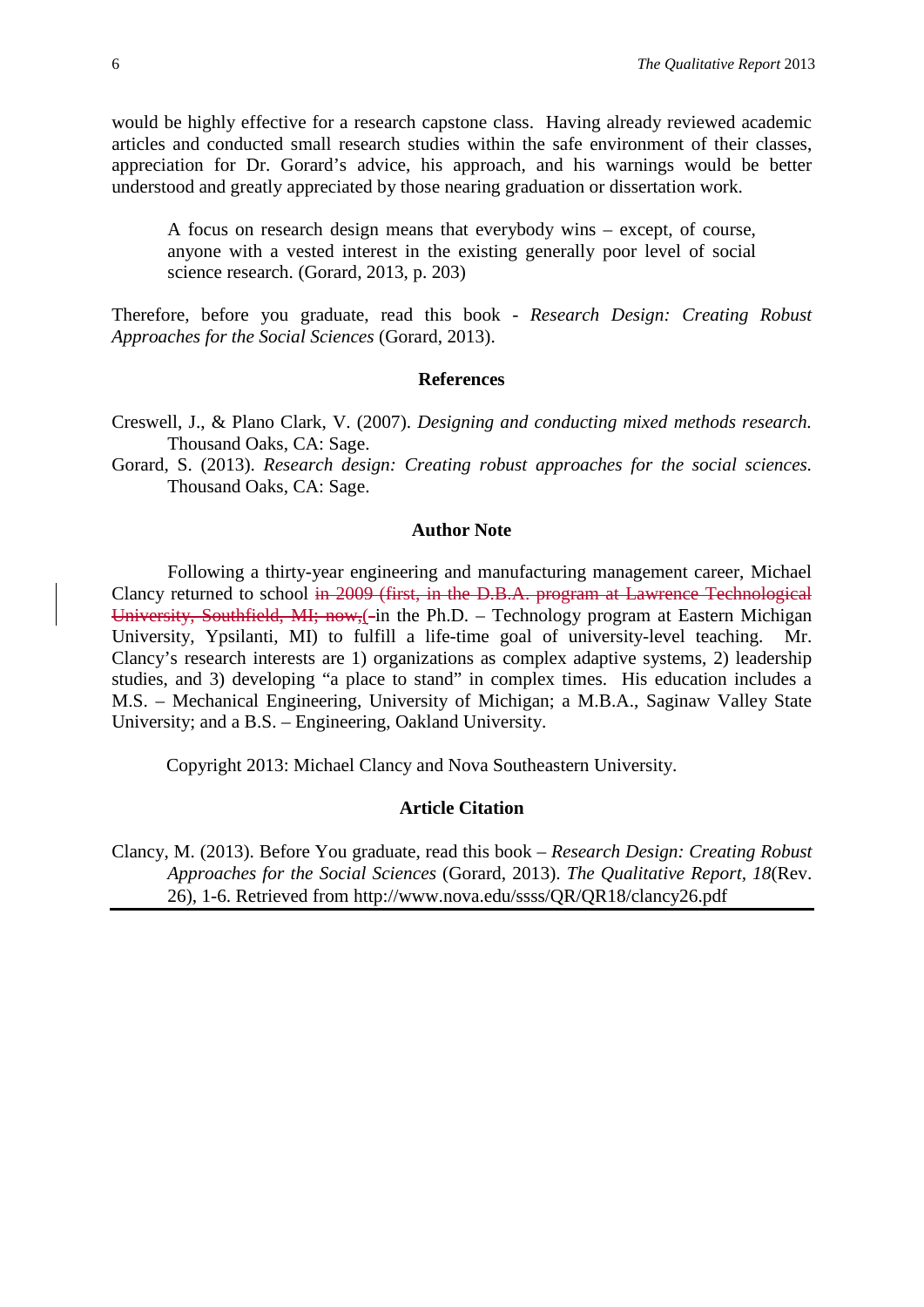would be highly effective for a research capstone class. Having already reviewed academic articles and conducted small research studies within the safe environment of their classes, appreciation for Dr. Gorard's advice, his approach, and his warnings would be better understood and greatly appreciated by those nearing graduation or dissertation work.

> A focus on research design means that everybody wins – except, of course, anyone with a vested interest in the existing generally poor level of social science research. (Gorard, 2013, p. 203)

Therefore, before you graduate, read this book - *Research Design: Creating Robust Approaches for the Social Sciences* (Gorard, 2013).

## References

Creswell, J., & Plano Clark, V. (2007). *Designing and conducting mixed methods research.* Thousand Oaks, CA: Sage.

Gorard, S. (2013). *Research design: Creating robust approaches for the social sciences.* Thousand Oaks, CA: Sage.

## Author Note

Following a thirty-year engineering and manufacturing management career, Michael Clancy returned to school ~~in 2009 (first, in the D.B.A. program at Lawrence Technological University, Southfield, MI; now,(~~ in the Ph.D. – Technology program at Eastern Michigan University, Ypsilanti, MI) to fulfill a life-time goal of university-level teaching. Mr. Clancy's research interests are 1) organizations as complex adaptive systems, 2) leadership studies, and 3) developing "a place to stand" in complex times. His education includes a M.S. – Mechanical Engineering, University of Michigan; a M.B.A., Saginaw Valley State University; and a B.S. – Engineering, Oakland University.

Copyright 2013: Michael Clancy and Nova Southeastern University.

## Article Citation

Clancy, M. (2013). Before You graduate, read this book – *Research Design: Creating Robust Approaches for the Social Sciences* (Gorard, 2013). *The Qualitative Report, 18*(Rev. 26), 1-6. Retrieved from http://www.nova.edu/ssss/QR/QR18/clancy26.pdf